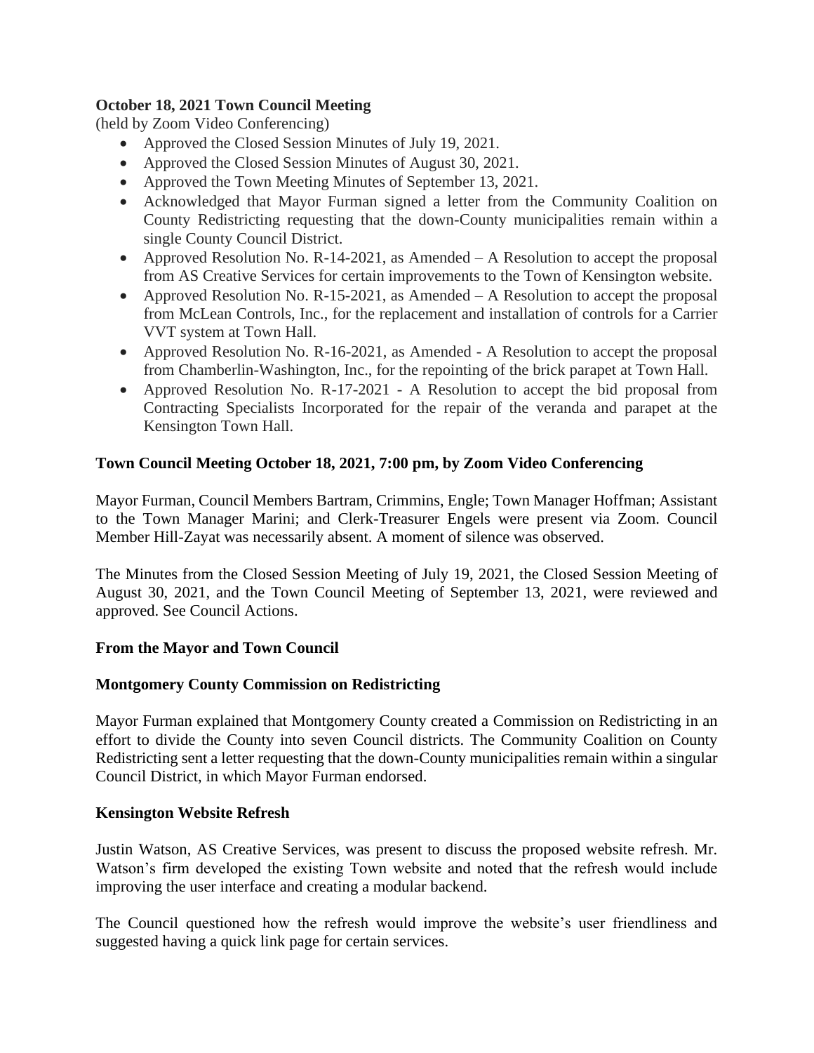**October 18, 2021 Town Council Meeting**
(held by Zoom Video Conferencing)

- Approved the Closed Session Minutes of July 19, 2021.
- Approved the Closed Session Minutes of August 30, 2021.
- Approved the Town Meeting Minutes of September 13, 2021.
- Acknowledged that Mayor Furman signed a letter from the Community Coalition on County Redistricting requesting that the down-County municipalities remain within a single County Council District.
- Approved Resolution No. R-14-2021, as Amended – A Resolution to accept the proposal from AS Creative Services for certain improvements to the Town of Kensington website.
- Approved Resolution No. R-15-2021, as Amended – A Resolution to accept the proposal from McLean Controls, Inc., for the replacement and installation of controls for a Carrier VVT system at Town Hall.
- Approved Resolution No. R-16-2021, as Amended - A Resolution to accept the proposal from Chamberlin-Washington, Inc., for the repointing of the brick parapet at Town Hall.
- Approved Resolution No. R-17-2021 - A Resolution to accept the bid proposal from Contracting Specialists Incorporated for the repair of the veranda and parapet at the Kensington Town Hall.

**Town Council Meeting October 18, 2021, 7:00 pm, by Zoom Video Conferencing**

Mayor Furman, Council Members Bartram, Crimmins, Engle; Town Manager Hoffman; Assistant to the Town Manager Marini; and Clerk-Treasurer Engels were present via Zoom. Council Member Hill-Zayat was necessarily absent. A moment of silence was observed.

The Minutes from the Closed Session Meeting of July 19, 2021, the Closed Session Meeting of August 30, 2021, and the Town Council Meeting of September 13, 2021, were reviewed and approved. See Council Actions.

**From the Mayor and Town Council**

**Montgomery County Commission on Redistricting**

Mayor Furman explained that Montgomery County created a Commission on Redistricting in an effort to divide the County into seven Council districts. The Community Coalition on County Redistricting sent a letter requesting that the down-County municipalities remain within a singular Council District, in which Mayor Furman endorsed.

**Kensington Website Refresh**

Justin Watson, AS Creative Services, was present to discuss the proposed website refresh. Mr. Watson's firm developed the existing Town website and noted that the refresh would include improving the user interface and creating a modular backend.

The Council questioned how the refresh would improve the website's user friendliness and suggested having a quick link page for certain services.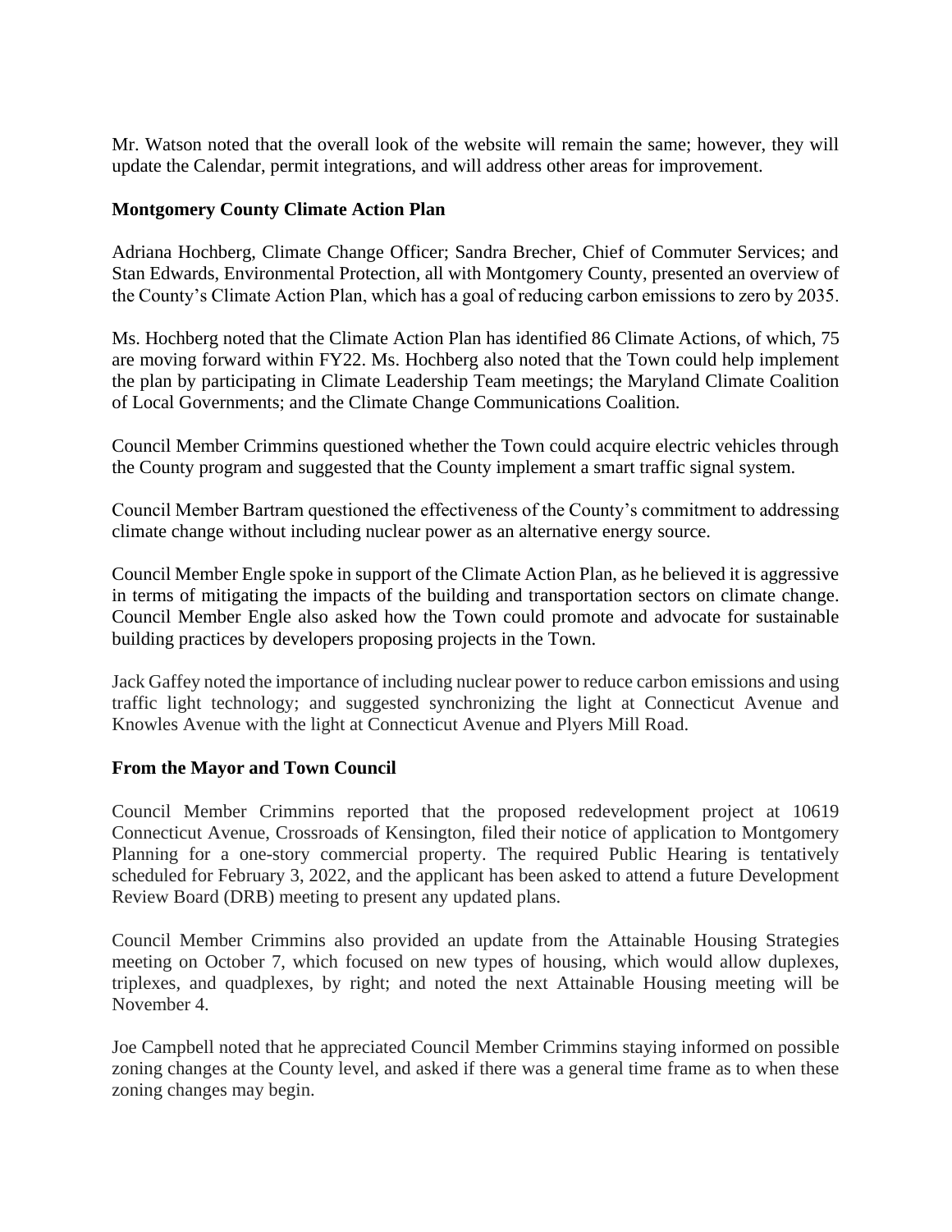Mr. Watson noted that the overall look of the website will remain the same; however, they will update the Calendar, permit integrations, and will address other areas for improvement.

**Montgomery County Climate Action Plan**

Adriana Hochberg, Climate Change Officer; Sandra Brecher, Chief of Commuter Services; and Stan Edwards, Environmental Protection, all with Montgomery County, presented an overview of the County's Climate Action Plan, which has a goal of reducing carbon emissions to zero by 2035.

Ms. Hochberg noted that the Climate Action Plan has identified 86 Climate Actions, of which, 75 are moving forward within FY22. Ms. Hochberg also noted that the Town could help implement the plan by participating in Climate Leadership Team meetings; the Maryland Climate Coalition of Local Governments; and the Climate Change Communications Coalition.

Council Member Crimmins questioned whether the Town could acquire electric vehicles through the County program and suggested that the County implement a smart traffic signal system.

Council Member Bartram questioned the effectiveness of the County's commitment to addressing climate change without including nuclear power as an alternative energy source.

Council Member Engle spoke in support of the Climate Action Plan, as he believed it is aggressive in terms of mitigating the impacts of the building and transportation sectors on climate change. Council Member Engle also asked how the Town could promote and advocate for sustainable building practices by developers proposing projects in the Town.

Jack Gaffey noted the importance of including nuclear power to reduce carbon emissions and using traffic light technology; and suggested synchronizing the light at Connecticut Avenue and Knowles Avenue with the light at Connecticut Avenue and Plyers Mill Road.

**From the Mayor and Town Council**

Council Member Crimmins reported that the proposed redevelopment project at 10619 Connecticut Avenue, Crossroads of Kensington, filed their notice of application to Montgomery Planning for a one-story commercial property. The required Public Hearing is tentatively scheduled for February 3, 2022, and the applicant has been asked to attend a future Development Review Board (DRB) meeting to present any updated plans.

Council Member Crimmins also provided an update from the Attainable Housing Strategies meeting on October 7, which focused on new types of housing, which would allow duplexes, triplexes, and quadplexes, by right; and noted the next Attainable Housing meeting will be November 4.

Joe Campbell noted that he appreciated Council Member Crimmins staying informed on possible zoning changes at the County level, and asked if there was a general time frame as to when these zoning changes may begin.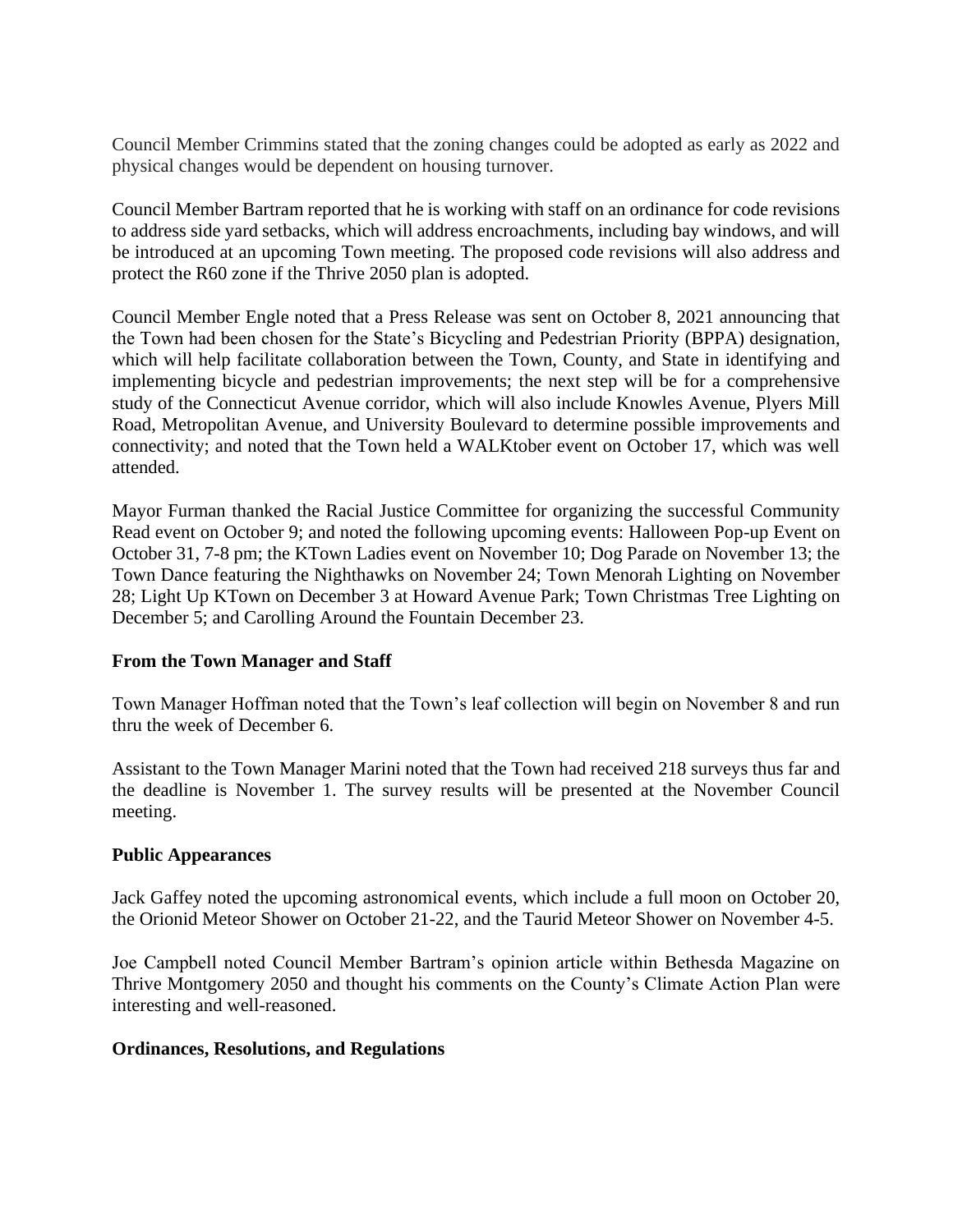Council Member Crimmins stated that the zoning changes could be adopted as early as 2022 and physical changes would be dependent on housing turnover.

Council Member Bartram reported that he is working with staff on an ordinance for code revisions to address side yard setbacks, which will address encroachments, including bay windows, and will be introduced at an upcoming Town meeting. The proposed code revisions will also address and protect the R60 zone if the Thrive 2050 plan is adopted.

Council Member Engle noted that a Press Release was sent on October 8, 2021 announcing that the Town had been chosen for the State's Bicycling and Pedestrian Priority (BPPA) designation, which will help facilitate collaboration between the Town, County, and State in identifying and implementing bicycle and pedestrian improvements; the next step will be for a comprehensive study of the Connecticut Avenue corridor, which will also include Knowles Avenue, Plyers Mill Road, Metropolitan Avenue, and University Boulevard to determine possible improvements and connectivity; and noted that the Town held a WALKtober event on October 17, which was well attended.

Mayor Furman thanked the Racial Justice Committee for organizing the successful Community Read event on October 9; and noted the following upcoming events: Halloween Pop-up Event on October 31, 7-8 pm; the KTown Ladies event on November 10; Dog Parade on November 13; the Town Dance featuring the Nighthawks on November 24; Town Menorah Lighting on November 28; Light Up KTown on December 3 at Howard Avenue Park; Town Christmas Tree Lighting on December 5; and Carolling Around the Fountain December 23.

**From the Town Manager and Staff**

Town Manager Hoffman noted that the Town's leaf collection will begin on November 8 and run thru the week of December 6.

Assistant to the Town Manager Marini noted that the Town had received 218 surveys thus far and the deadline is November 1. The survey results will be presented at the November Council meeting.

**Public Appearances**

Jack Gaffey noted the upcoming astronomical events, which include a full moon on October 20, the Orionid Meteor Shower on October 21-22, and the Taurid Meteor Shower on November 4-5.

Joe Campbell noted Council Member Bartram's opinion article within Bethesda Magazine on Thrive Montgomery 2050 and thought his comments on the County's Climate Action Plan were interesting and well-reasoned.

**Ordinances, Resolutions, and Regulations**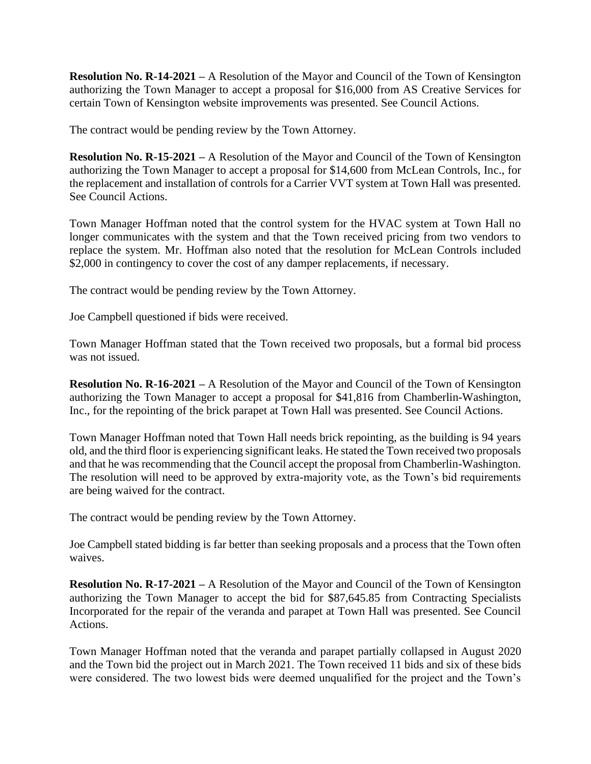**Resolution No. R-14-2021 –** A Resolution of the Mayor and Council of the Town of Kensington authorizing the Town Manager to accept a proposal for $16,000 from AS Creative Services for certain Town of Kensington website improvements was presented. See Council Actions.

The contract would be pending review by the Town Attorney.

**Resolution No. R-15-2021 –** A Resolution of the Mayor and Council of the Town of Kensington authorizing the Town Manager to accept a proposal for $14,600 from McLean Controls, Inc., for the replacement and installation of controls for a Carrier VVT system at Town Hall was presented. See Council Actions.

Town Manager Hoffman noted that the control system for the HVAC system at Town Hall no longer communicates with the system and that the Town received pricing from two vendors to replace the system. Mr. Hoffman also noted that the resolution for McLean Controls included $2,000 in contingency to cover the cost of any damper replacements, if necessary.

The contract would be pending review by the Town Attorney.

Joe Campbell questioned if bids were received.

Town Manager Hoffman stated that the Town received two proposals, but a formal bid process was not issued.

**Resolution No. R-16-2021 –** A Resolution of the Mayor and Council of the Town of Kensington authorizing the Town Manager to accept a proposal for $41,816 from Chamberlin-Washington, Inc., for the repointing of the brick parapet at Town Hall was presented. See Council Actions.

Town Manager Hoffman noted that Town Hall needs brick repointing, as the building is 94 years old, and the third floor is experiencing significant leaks. He stated the Town received two proposals and that he was recommending that the Council accept the proposal from Chamberlin-Washington. The resolution will need to be approved by extra-majority vote, as the Town's bid requirements are being waived for the contract.

The contract would be pending review by the Town Attorney.

Joe Campbell stated bidding is far better than seeking proposals and a process that the Town often waives.

**Resolution No. R-17-2021 –** A Resolution of the Mayor and Council of the Town of Kensington authorizing the Town Manager to accept the bid for $87,645.85 from Contracting Specialists Incorporated for the repair of the veranda and parapet at Town Hall was presented. See Council Actions.

Town Manager Hoffman noted that the veranda and parapet partially collapsed in August 2020 and the Town bid the project out in March 2021. The Town received 11 bids and six of these bids were considered. The two lowest bids were deemed unqualified for the project and the Town's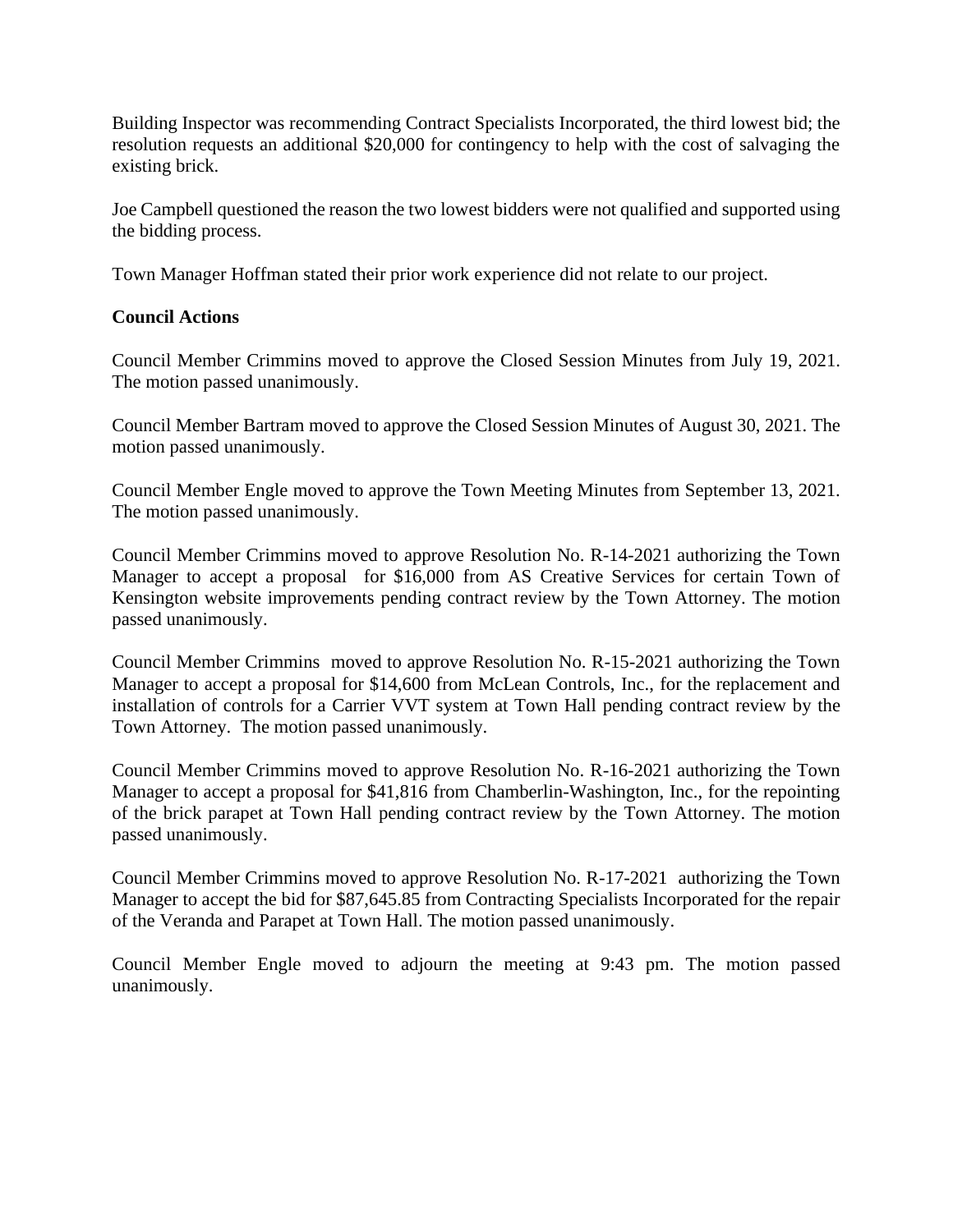Building Inspector was recommending Contract Specialists Incorporated, the third lowest bid; the resolution requests an additional $20,000 for contingency to help with the cost of salvaging the existing brick.

Joe Campbell questioned the reason the two lowest bidders were not qualified and supported using the bidding process.

Town Manager Hoffman stated their prior work experience did not relate to our project.

**Council Actions**

Council Member Crimmins moved to approve the Closed Session Minutes from July 19, 2021. The motion passed unanimously.

Council Member Bartram moved to approve the Closed Session Minutes of August 30, 2021. The motion passed unanimously.

Council Member Engle moved to approve the Town Meeting Minutes from September 13, 2021. The motion passed unanimously.

Council Member Crimmins moved to approve Resolution No. R-14-2021 authorizing the Town Manager to accept a proposal for $16,000 from AS Creative Services for certain Town of Kensington website improvements pending contract review by the Town Attorney. The motion passed unanimously.

Council Member Crimmins moved to approve Resolution No. R-15-2021 authorizing the Town Manager to accept a proposal for $14,600 from McLean Controls, Inc., for the replacement and installation of controls for a Carrier VVT system at Town Hall pending contract review by the Town Attorney. The motion passed unanimously.

Council Member Crimmins moved to approve Resolution No. R-16-2021 authorizing the Town Manager to accept a proposal for $41,816 from Chamberlin-Washington, Inc., for the repointing of the brick parapet at Town Hall pending contract review by the Town Attorney. The motion passed unanimously.

Council Member Crimmins moved to approve Resolution No. R-17-2021 authorizing the Town Manager to accept the bid for $87,645.85 from Contracting Specialists Incorporated for the repair of the Veranda and Parapet at Town Hall. The motion passed unanimously.

Council Member Engle moved to adjourn the meeting at 9:43 pm. The motion passed unanimously.